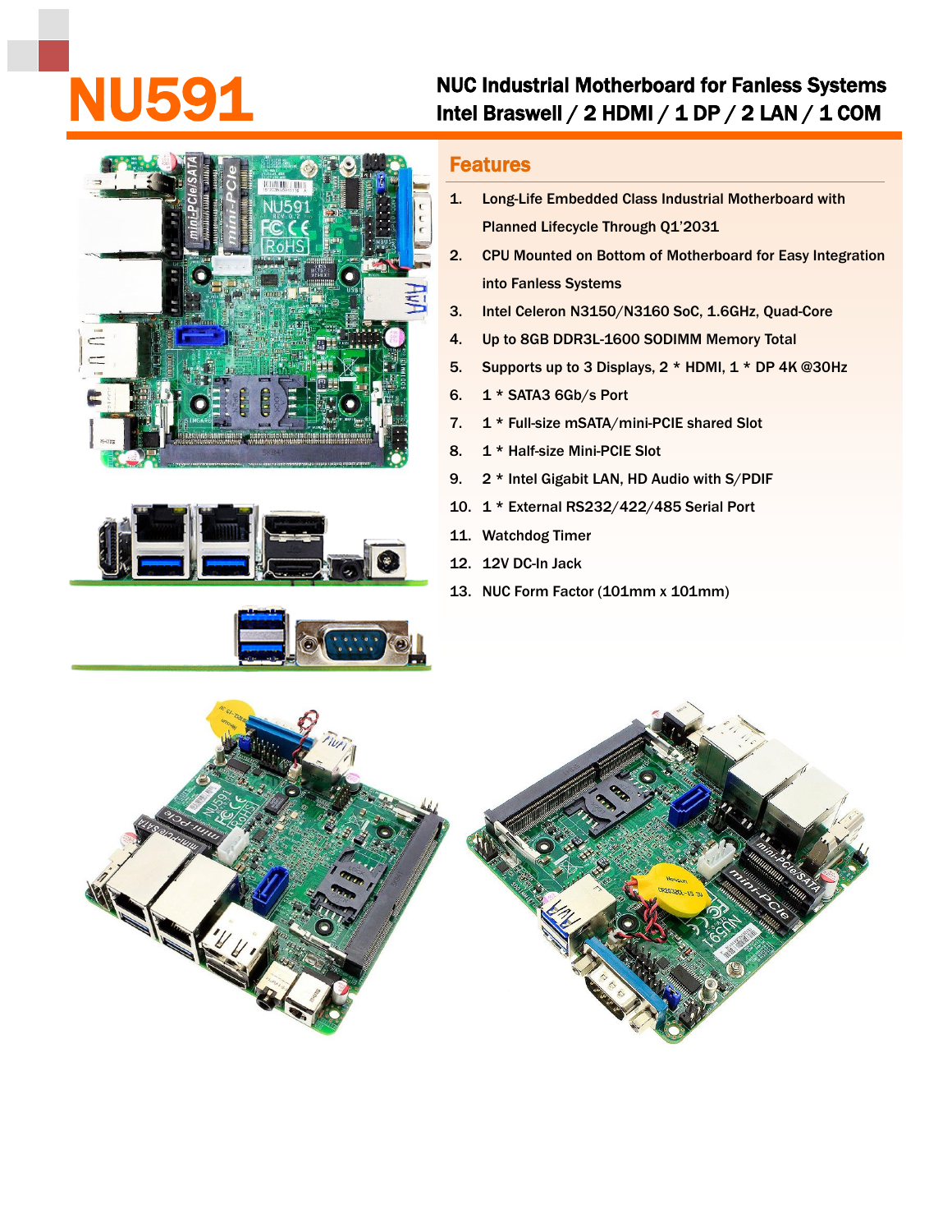# NU591

## NUC Industrial Motherboard for Fanless Systems
## Intel Braswell / 2 HDMI / 1 DP / 2 LAN / 1 COM

### Features

1. Long-Life Embedded Class Industrial Motherboard with Planned Lifecycle Through Q1'2031
2. CPU Mounted on Bottom of Motherboard for Easy Integration into Fanless Systems
3. Intel Celeron N3150/N3160 SoC, 1.6GHz, Quad-Core
4. Up to 8GB DDR3L-1600 SODIMM Memory Total
5. Supports up to 3 Displays, 2 * HDMI, 1 * DP 4K @30Hz
6. 1 * SATA3 6Gb/s Port
7. 1 * Full-size mSATA/mini-PCIE shared Slot
8. 1 * Half-size Mini-PCIE Slot
9. 2 * Intel Gigabit LAN, HD Audio with S/PDIF
10. 1 * External RS232/422/485 Serial Port
11. Watchdog Timer
12. 12V DC-In Jack
13. NUC Form Factor (101mm x 101mm)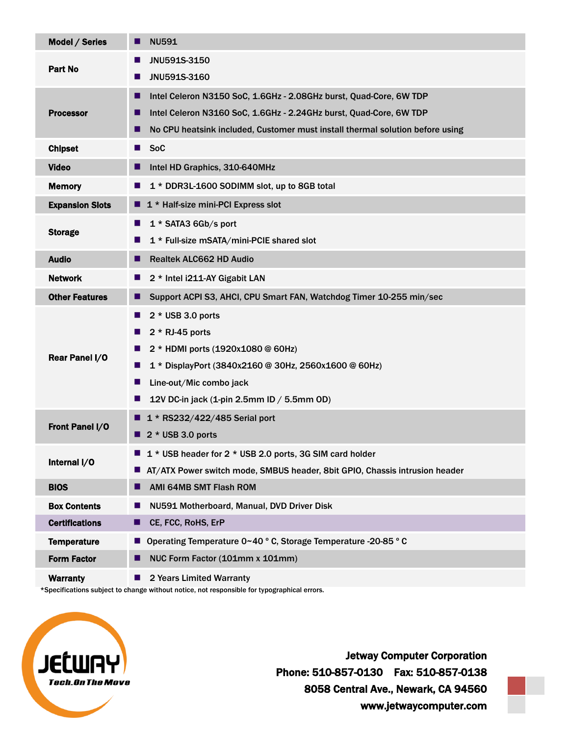| | |
|---|---|
| **Model / Series** | NU591 |
| **Part No** | JNU591S-3150<br>JNU591S-3160 |
| **Processor** | Intel Celeron N3150 SoC, 1.6GHz - 2.08GHz burst, Quad-Core, 6W TDP<br>Intel Celeron N3160 SoC, 1.6GHz - 2.24GHz burst, Quad-Core, 6W TDP<br>No CPU heatsink included, Customer must install thermal solution before using |
| **Chipset** | SoC |
| **Video** | Intel HD Graphics, 310-640MHz |
| **Memory** | 1 * DDR3L-1600 SODIMM slot, up to 8GB total |
| **Expansion Slots** | 1 * Half-size mini-PCI Express slot |
| **Storage** | 1 * SATA3 6Gb/s port<br>1 * Full-size mSATA/mini-PCIE shared slot |
| **Audio** | Realtek ALC662 HD Audio |
| **Network** | 2 * Intel i211-AY Gigabit LAN |
| **Other Features** | Support ACPI S3, AHCI, CPU Smart FAN, Watchdog Timer 10-255 min/sec |
| **Rear Panel I/O** | 2 * USB 3.0 ports<br>2 * RJ-45 ports<br>2 * HDMI ports (1920x1080 @ 60Hz)<br>1 * DisplayPort (3840x2160 @ 30Hz, 2560x1600 @ 60Hz)<br>Line-out/Mic combo jack<br>12V DC-in jack (1-pin 2.5mm ID / 5.5mm OD) |
| **Front Panel I/O** | 1 * RS232/422/485 Serial port<br>2 * USB 3.0 ports |
| **Internal I/O** | 1 * USB header for 2 * USB 2.0 ports, 3G SIM card holder<br>AT/ATX Power switch mode, SMBUS header, 8bit GPIO, Chassis intrusion header |
| **BIOS** | AMI 64MB SMT Flash ROM |
| **Box Contents** | NU591 Motherboard, Manual, DVD Driver Disk |
| **Certifications** | CE, FCC, RoHS, ErP |
| **Temperature** | Operating Temperature 0~40 ° C, Storage Temperature -20-85 ° C |
| **Form Factor** | NUC Form Factor (101mm x 101mm) |
| **Warranty** | 2 Years Limited Warranty |

*Specifications subject to change without notice, not responsible for typographical errors.

JETWAY
Tech.On The Move

**Jetway Computer Corporation**
**Phone: 510-857-0130 Fax: 510-857-0138**
**8058 Central Ave., Newark, CA 94560**
**www.jetwaycomputer.com**